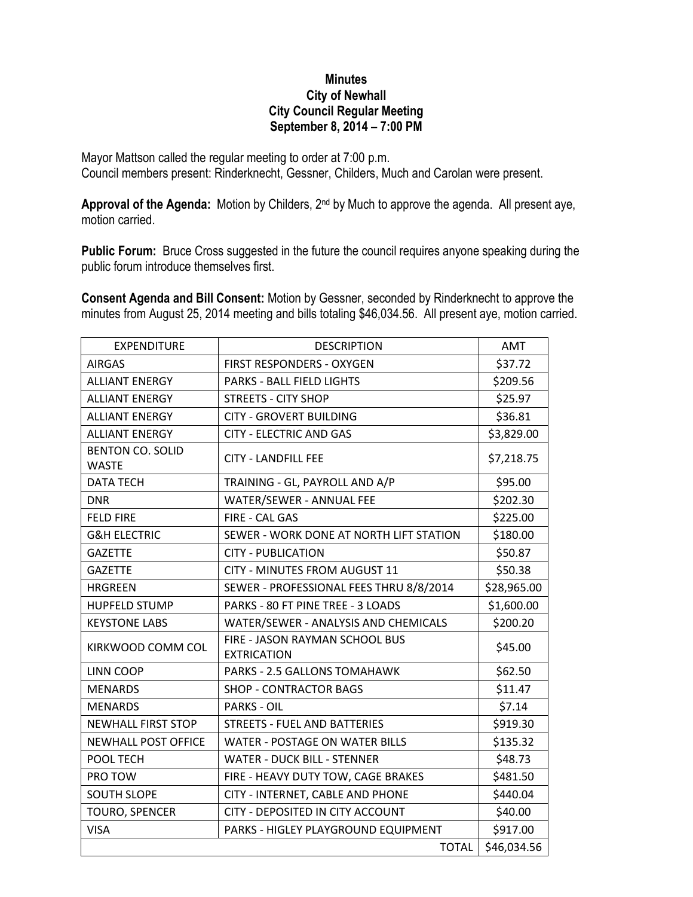# Minutes
## City of Newhall
## City Council Regular Meeting
## September 8, 2014 – 7:00 PM

Mayor Mattson called the regular meeting to order at 7:00 p.m.
Council members present: Rinderknecht, Gessner, Childers, Much and Carolan were present.

**Approval of the Agenda:** Motion by Childers, 2nd by Much to approve the agenda. All present aye, motion carried.

**Public Forum:** Bruce Cross suggested in the future the council requires anyone speaking during the public forum introduce themselves first.

**Consent Agenda and Bill Consent:** Motion by Gessner, seconded by Rinderknecht to approve the minutes from August 25, 2014 meeting and bills totaling $46,034.56. All present aye, motion carried.

| EXPENDITURE | DESCRIPTION | AMT |
|---|---|---|
| AIRGAS | FIRST RESPONDERS - OXYGEN | $37.72 |
| ALLIANT ENERGY | PARKS - BALL FIELD LIGHTS | $209.56 |
| ALLIANT ENERGY | STREETS - CITY SHOP | $25.97 |
| ALLIANT ENERGY | CITY - GROVERT BUILDING | $36.81 |
| ALLIANT ENERGY | CITY - ELECTRIC AND GAS | $3,829.00 |
| BENTON CO. SOLID WASTE | CITY - LANDFILL FEE | $7,218.75 |
| DATA TECH | TRAINING - GL, PAYROLL AND A/P | $95.00 |
| DNR | WATER/SEWER - ANNUAL FEE | $202.30 |
| FELD FIRE | FIRE - CAL GAS | $225.00 |
| G&H ELECTRIC | SEWER - WORK DONE AT NORTH LIFT STATION | $180.00 |
| GAZETTE | CITY - PUBLICATION | $50.87 |
| GAZETTE | CITY - MINUTES FROM AUGUST 11 | $50.38 |
| HRGREEN | SEWER - PROFESSIONAL FEES THRU 8/8/2014 | $28,965.00 |
| HUPFELD STUMP | PARKS - 80 FT PINE TREE - 3 LOADS | $1,600.00 |
| KEYSTONE LABS | WATER/SEWER - ANALYSIS AND CHEMICALS | $200.20 |
| KIRKWOOD COMM COL | FIRE - JASON RAYMAN SCHOOL BUS EXTRICATION | $45.00 |
| LINN COOP | PARKS - 2.5 GALLONS TOMAHAWK | $62.50 |
| MENARDS | SHOP - CONTRACTOR BAGS | $11.47 |
| MENARDS | PARKS - OIL | $7.14 |
| NEWHALL FIRST STOP | STREETS - FUEL AND BATTERIES | $919.30 |
| NEWHALL POST OFFICE | WATER - POSTAGE ON WATER BILLS | $135.32 |
| POOL TECH | WATER - DUCK BILL - STENNER | $48.73 |
| PRO TOW | FIRE - HEAVY DUTY TOW, CAGE BRAKES | $481.50 |
| SOUTH SLOPE | CITY - INTERNET, CABLE AND PHONE | $440.04 |
| TOURO, SPENCER | CITY - DEPOSITED IN CITY ACCOUNT | $40.00 |
| VISA | PARKS - HIGLEY PLAYGROUND EQUIPMENT | $917.00 |
| | TOTAL | $46,034.56 |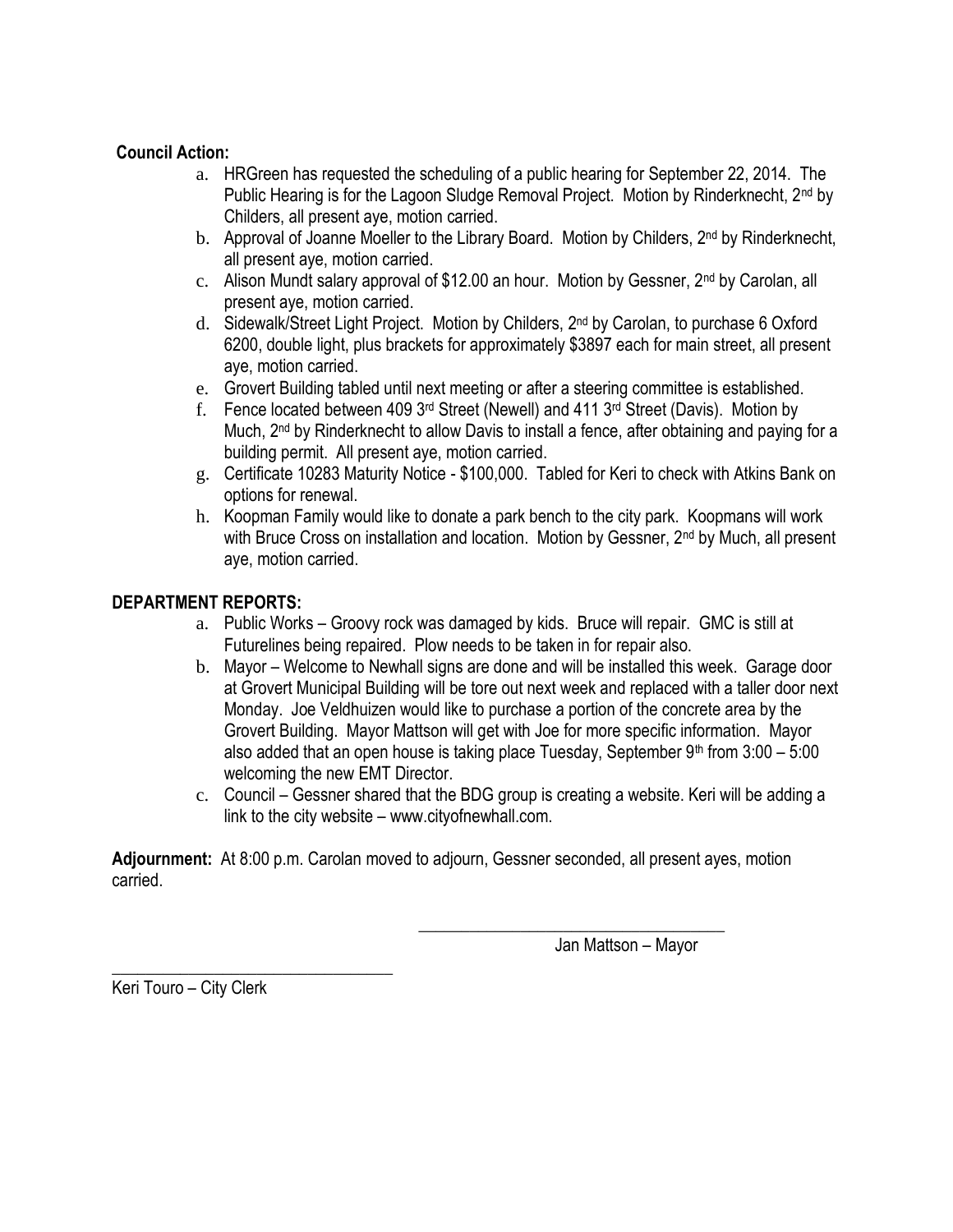**Council Action:**

a. HRGreen has requested the scheduling of a public hearing for September 22, 2014. The Public Hearing is for the Lagoon Sludge Removal Project. Motion by Rinderknecht, 2nd by Childers, all present aye, motion carried.
b. Approval of Joanne Moeller to the Library Board. Motion by Childers, 2nd by Rinderknecht, all present aye, motion carried.
c. Alison Mundt salary approval of $12.00 an hour. Motion by Gessner, 2nd by Carolan, all present aye, motion carried.
d. Sidewalk/Street Light Project. Motion by Childers, 2nd by Carolan, to purchase 6 Oxford 6200, double light, plus brackets for approximately $3897 each for main street, all present aye, motion carried.
e. Grovert Building tabled until next meeting or after a steering committee is established.
f. Fence located between 409 3rd Street (Newell) and 411 3rd Street (Davis). Motion by Much, 2nd by Rinderknecht to allow Davis to install a fence, after obtaining and paying for a building permit. All present aye, motion carried.
g. Certificate 10283 Maturity Notice - $100,000. Tabled for Keri to check with Atkins Bank on options for renewal.
h. Koopman Family would like to donate a park bench to the city park. Koopmans will work with Bruce Cross on installation and location. Motion by Gessner, 2nd by Much, all present aye, motion carried.

**DEPARTMENT REPORTS:**

a. Public Works – Groovy rock was damaged by kids. Bruce will repair. GMC is still at Futurelines being repaired. Plow needs to be taken in for repair also.
b. Mayor – Welcome to Newhall signs are done and will be installed this week. Garage door at Grovert Municipal Building will be tore out next week and replaced with a taller door next Monday. Joe Veldhuizen would like to purchase a portion of the concrete area by the Grovert Building. Mayor Mattson will get with Joe for more specific information. Mayor also added that an open house is taking place Tuesday, September 9th from 3:00 – 5:00 welcoming the new EMT Director.
c. Council – Gessner shared that the BDG group is creating a website. Keri will be adding a link to the city website – www.cityofnewhall.com.

**Adjournment:** At 8:00 p.m. Carolan moved to adjourn, Gessner seconded, all present ayes, motion carried.

\_\_\_\_\_\_\_\_\_\_\_\_\_\_\_\_\_\_\_\_\_\_\_\_\_\_\_\_\_\_\_\_\_\_\_
Jan Mattson – Mayor

\_\_\_\_\_\_\_\_\_\_\_\_\_\_\_\_\_\_\_\_\_\_\_\_\_\_\_\_\_\_\_\_\_\_\_
Keri Touro – City Clerk